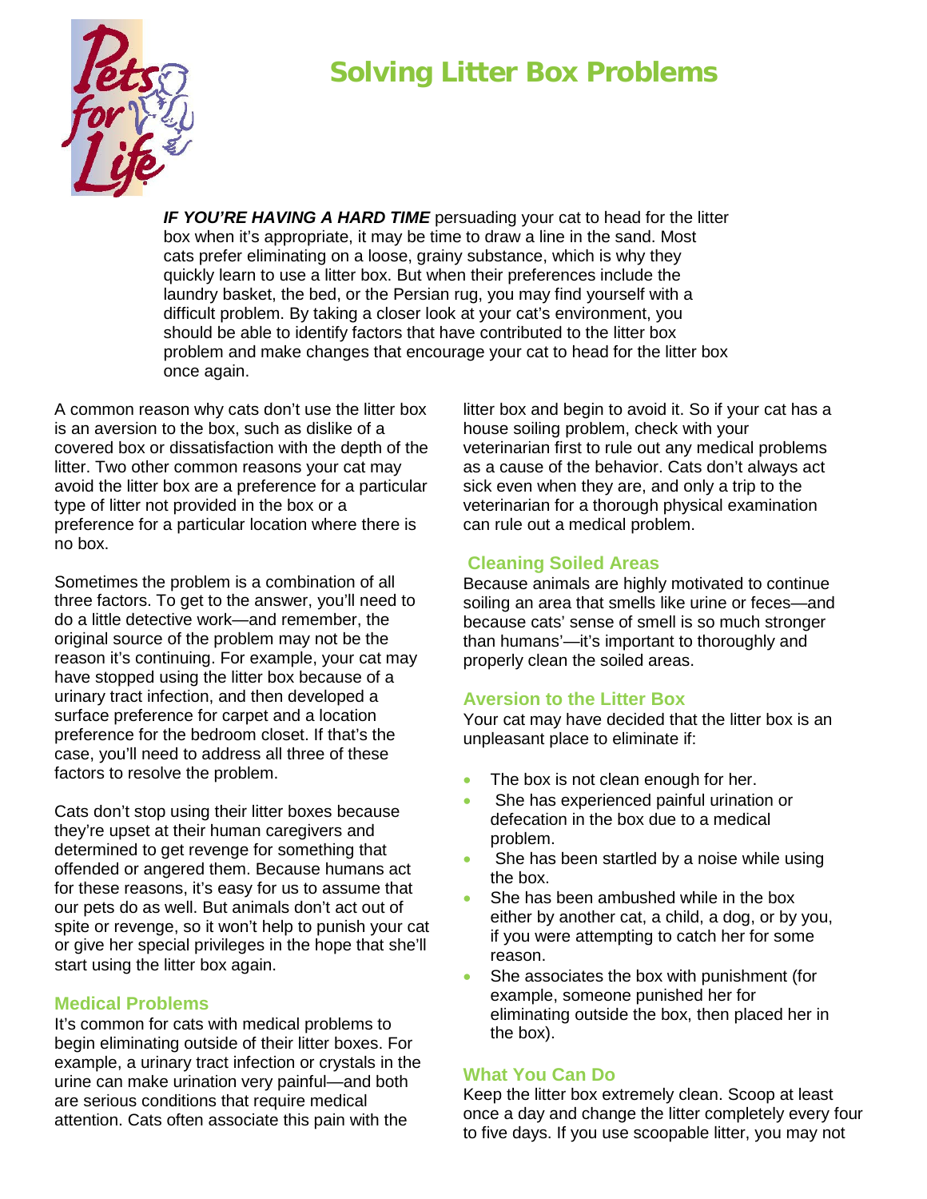# Solving Litter Box Problems

***IF YOU'RE HAVING A HARD TIME*** persuading your cat to head for the litter box when it's appropriate, it may be time to draw a line in the sand. Most cats prefer eliminating on a loose, grainy substance, which is why they quickly learn to use a litter box. But when their preferences include the laundry basket, the bed, or the Persian rug, you may find yourself with a difficult problem. By taking a closer look at your cat's environment, you should be able to identify factors that have contributed to the litter box problem and make changes that encourage your cat to head for the litter box once again.

A common reason why cats don't use the litter box is an aversion to the box, such as dislike of a covered box or dissatisfaction with the depth of the litter. Two other common reasons your cat may avoid the litter box are a preference for a particular type of litter not provided in the box or a preference for a particular location where there is no box.

Sometimes the problem is a combination of all three factors. To get to the answer, you'll need to do a little detective work—and remember, the original source of the problem may not be the reason it's continuing. For example, your cat may have stopped using the litter box because of a urinary tract infection, and then developed a surface preference for carpet and a location preference for the bedroom closet. If that's the case, you'll need to address all three of these factors to resolve the problem.

Cats don't stop using their litter boxes because they're upset at their human caregivers and determined to get revenge for something that offended or angered them. Because humans act for these reasons, it's easy for us to assume that our pets do as well. But animals don't act out of spite or revenge, so it won't help to punish your cat or give her special privileges in the hope that she'll start using the litter box again.

## Medical Problems

It's common for cats with medical problems to begin eliminating outside of their litter boxes. For example, a urinary tract infection or crystals in the urine can make urination very painful—and both are serious conditions that require medical attention. Cats often associate this pain with the litter box and begin to avoid it. So if your cat has a house soiling problem, check with your veterinarian first to rule out any medical problems as a cause of the behavior. Cats don't always act sick even when they are, and only a trip to the veterinarian for a thorough physical examination can rule out a medical problem.

## Cleaning Soiled Areas

Because animals are highly motivated to continue soiling an area that smells like urine or feces—and because cats' sense of smell is so much stronger than humans'—it's important to thoroughly and properly clean the soiled areas.

## Aversion to the Litter Box

Your cat may have decided that the litter box is an unpleasant place to eliminate if:

- The box is not clean enough for her.
- She has experienced painful urination or defecation in the box due to a medical problem.
- She has been startled by a noise while using the box.
- She has been ambushed while in the box either by another cat, a child, a dog, or by you, if you were attempting to catch her for some reason.
- She associates the box with punishment (for example, someone punished her for eliminating outside the box, then placed her in the box).

## What You Can Do

Keep the litter box extremely clean. Scoop at least once a day and change the litter completely every four to five days. If you use scoopable litter, you may not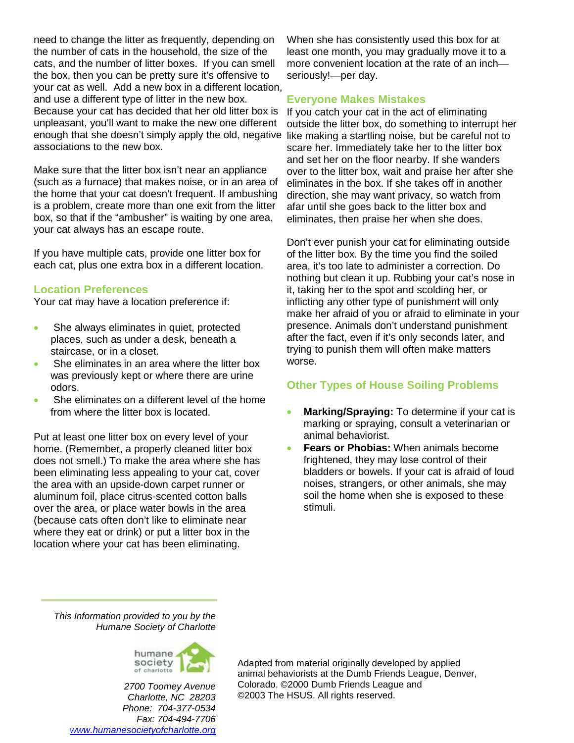need to change the litter as frequently, depending on the number of cats in the household, the size of the cats, and the number of litter boxes. If you can smell the box, then you can be pretty sure it's offensive to your cat as well. Add a new box in a different location, and use a different type of litter in the new box. Because your cat has decided that her old litter box is unpleasant, you'll want to make the new one different enough that she doesn't simply apply the old, negative associations to the new box.

Make sure that the litter box isn't near an appliance (such as a furnace) that makes noise, or in an area of the home that your cat doesn't frequent. If ambushing is a problem, create more than one exit from the litter box, so that if the "ambusher" is waiting by one area, your cat always has an escape route.

If you have multiple cats, provide one litter box for each cat, plus one extra box in a different location.

## Location Preferences

Your cat may have a location preference if:

- She always eliminates in quiet, protected places, such as under a desk, beneath a staircase, or in a closet.
- She eliminates in an area where the litter box was previously kept or where there are urine odors.
- She eliminates on a different level of the home from where the litter box is located.

Put at least one litter box on every level of your home. (Remember, a properly cleaned litter box does not smell.) To make the area where she has been eliminating less appealing to your cat, cover the area with an upside-down carpet runner or aluminum foil, place citrus-scented cotton balls over the area, or place water bowls in the area (because cats often don't like to eliminate near where they eat or drink) or put a litter box in the location where your cat has been eliminating.

When she has consistently used this box for at least one month, you may gradually move it to a more convenient location at the rate of an inch—seriously!—per day.

## Everyone Makes Mistakes

If you catch your cat in the act of eliminating outside the litter box, do something to interrupt her like making a startling noise, but be careful not to scare her. Immediately take her to the litter box and set her on the floor nearby. If she wanders over to the litter box, wait and praise her after she eliminates in the box. If she takes off in another direction, she may want privacy, so watch from afar until she goes back to the litter box and eliminates, then praise her when she does.

Don't ever punish your cat for eliminating outside of the litter box. By the time you find the soiled area, it's too late to administer a correction. Do nothing but clean it up. Rubbing your cat's nose in it, taking her to the spot and scolding her, or inflicting any other type of punishment will only make her afraid of you or afraid to eliminate in your presence. Animals don't understand punishment after the fact, even if it's only seconds later, and trying to punish them will often make matters worse.

## Other Types of House Soiling Problems

- **Marking/Spraying:** To determine if your cat is marking or spraying, consult a veterinarian or animal behaviorist.
- **Fears or Phobias:** When animals become frightened, they may lose control of their bladders or bowels. If your cat is afraid of loud noises, strangers, or other animals, she may soil the home when she is exposed to these stimuli.

---

*This Information provided to you by the Humane Society of Charlotte*

humane society of charlotte

*2700 Toomey Avenue*
*Charlotte, NC 28203*
*Phone: 704-377-0534*
*Fax: 704-494-7706*
*www.humanesocietyofcharlotte.org*

Adapted from material originally developed by applied animal behaviorists at the Dumb Friends League, Denver, Colorado. ©2000 Dumb Friends League and ©2003 The HSUS. All rights reserved.